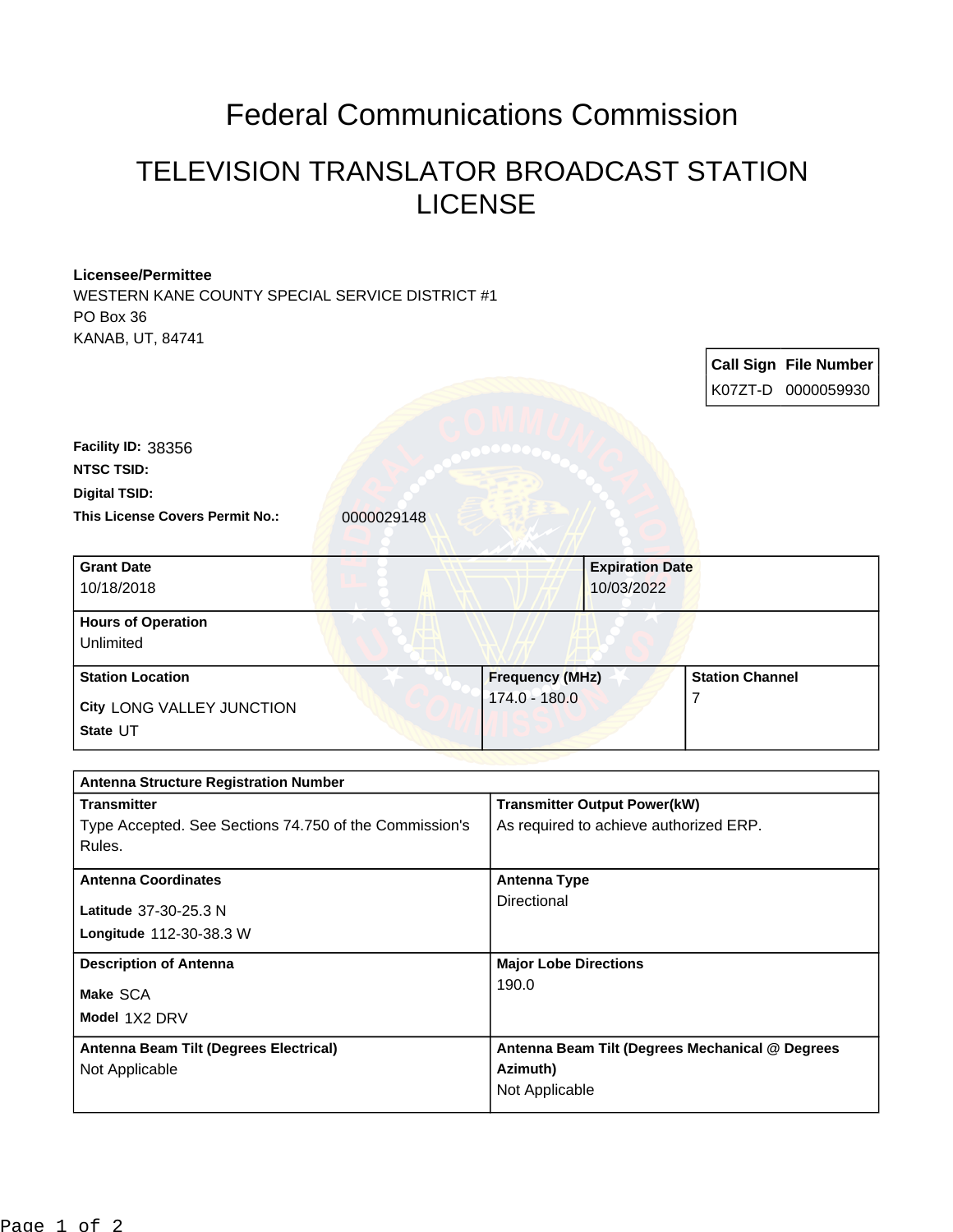# Federal Communications Commission

## TELEVISION TRANSLATOR BROADCAST STATION LICENSE

**Licensee/Permittee**
WESTERN KANE COUNTY SPECIAL SERVICE DISTRICT #1
PO Box 36
KANAB, UT, 84741

| Call Sign | File Number |
|---|---|
| K07ZT-D | 0000059930 |

**Facility ID:** 38356
**NTSC TSID:**
**Digital TSID:**
**This License Covers Permit No.:** 0000029148

| **Grant Date** | **Expiration Date** |
|---|---|
| 10/18/2018 | 10/03/2022 |

| **Hours of Operation** |
|---|
| Unlimited |

| **Station Location** | **Frequency (MHz)** | **Station Channel** |
|---|---|---|
| City LONG VALLEY JUNCTION<br>State UT | 174.0 - 180.0 | 7 |

| **Antenna Structure Registration Number** | |
|---|---|
| **Transmitter**<br>Type Accepted. See Sections 74.750 of the Commission's Rules. | **Transmitter Output Power(kW)**<br>As required to achieve authorized ERP. |
| **Antenna Coordinates**<br>Latitude 37-30-25.3 N<br>Longitude 112-30-38.3 W | **Antenna Type**<br>Directional |
| **Description of Antenna**<br>Make SCA<br>Model 1X2 DRV | **Major Lobe Directions**<br>190.0 |
| **Antenna Beam Tilt (Degrees Electrical)**<br>Not Applicable | **Antenna Beam Tilt (Degrees Mechanical @ Degrees Azimuth)**<br>Not Applicable |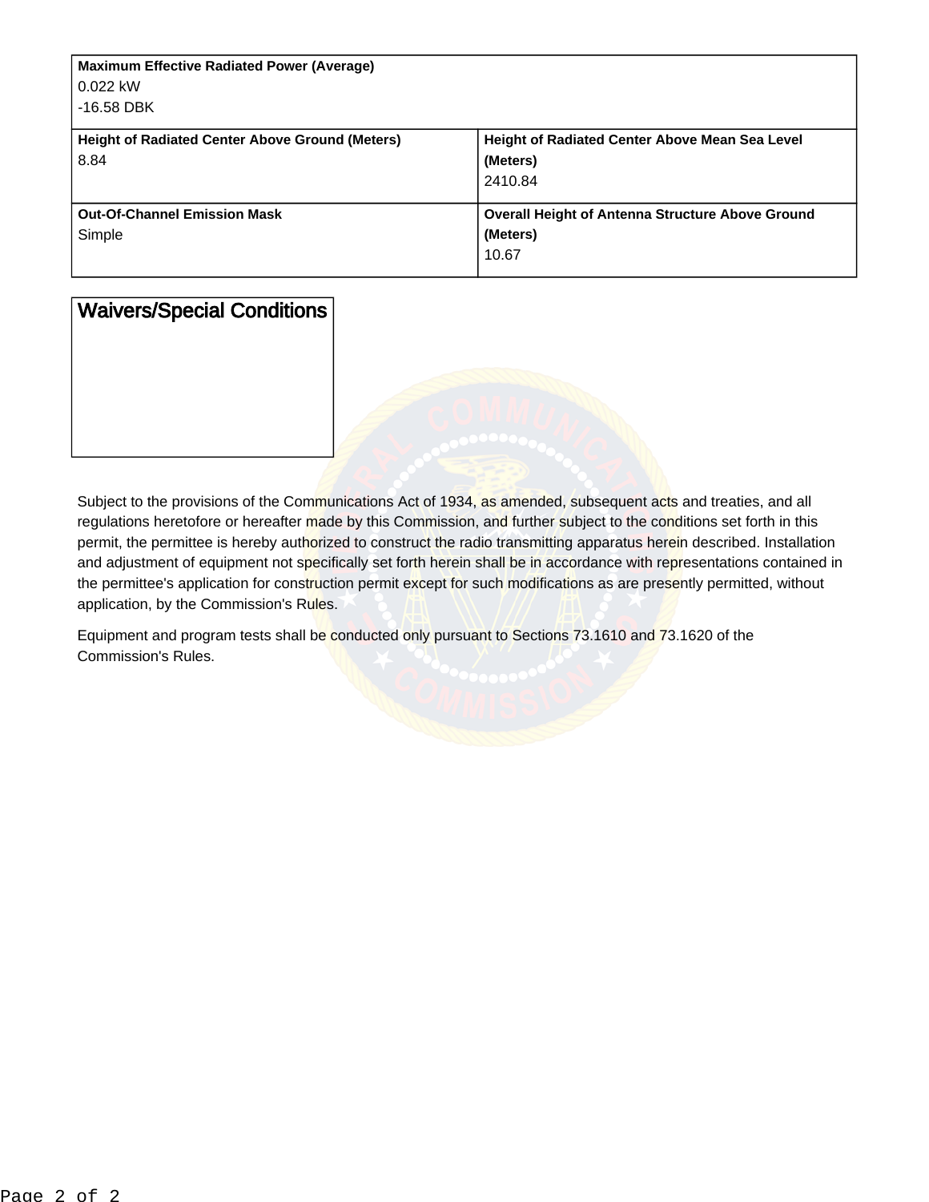| | |
|---|---|
| **Maximum Effective Radiated Power (Average)**<br>0.022 kW<br>-16.58 DBK | |
| **Height of Radiated Center Above Ground (Meters)**<br>8.84 | **Height of Radiated Center Above Mean Sea Level (Meters)**<br>2410.84 |
| **Out-Of-Channel Emission Mask**<br>Simple | **Overall Height of Antenna Structure Above Ground (Meters)**<br>10.67 |

## Waivers/Special Conditions

Subject to the provisions of the Communications Act of 1934, as amended, subsequent acts and treaties, and all regulations heretofore or hereafter made by this Commission, and further subject to the conditions set forth in this permit, the permittee is hereby authorized to construct the radio transmitting apparatus herein described. Installation and adjustment of equipment not specifically set forth herein shall be in accordance with representations contained in the permittee's application for construction permit except for such modifications as are presently permitted, without application, by the Commission's Rules.

Equipment and program tests shall be conducted only pursuant to Sections 73.1610 and 73.1620 of the Commission's Rules.